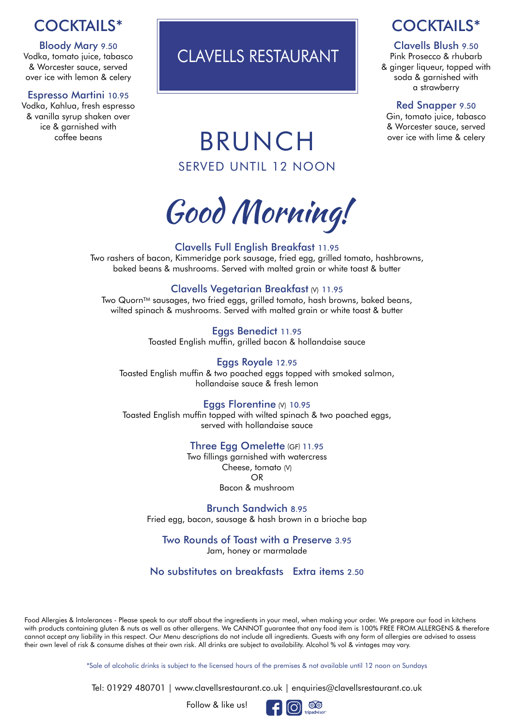# CLAVELLS RESTAURANT

## COCKTAILS*

**Bloody Mary** 9.50
Vodka, tomato juice, tabasco & Worcester sauce, served over ice with lemon & celery

**Espresso Martini** 10.95
Vodka, Kahlua, fresh espresso & vanilla syrup shaken over ice & garnished with coffee beans

**Clavells Blush** 9.50
Pink Prosecco & rhubarb & ginger liqueur, topped with soda & garnished with a strawberry

**Red Snapper** 9.50
Gin, tomato juice, tabasco & Worcester sauce, served over ice with lime & celery

# BRUNCH

SERVED UNTIL 12 NOON

## *Good Morning!*

**Clavells Full English Breakfast** 11.95
Two rashers of bacon, Kimmeridge pork sausage, fried egg, grilled tomato, hashbrowns, baked beans & mushrooms. Served with malted grain or white toast & butter

**Clavells Vegetarian Breakfast** (V) 11.95
Two Quorn™ sausages, two fried eggs, grilled tomato, hash browns, baked beans, wilted spinach & mushrooms. Served with malted grain or white toast & butter

**Eggs Benedict** 11.95
Toasted English muffin, grilled bacon & hollandaise sauce

**Eggs Royale** 12.95
Toasted English muffin & two poached eggs topped with smoked salmon, hollandaise sauce & fresh lemon

**Eggs Florentine** (V) 10.95
Toasted English muffin topped with wilted spinach & two poached eggs, served with hollandaise sauce

**Three Egg Omelette** (GF) 11.95
Two fillings garnished with watercress
Cheese, tomato (V)
OR
Bacon & mushroom

**Brunch Sandwich** 8.95
Fried egg, bacon, sausage & hash brown in a brioche bap

**Two Rounds of Toast with a Preserve** 3.95
Jam, honey or marmalade

**No substitutes on breakfasts** **Extra items** 2.50

Food Allergies & Intolerances - Please speak to our staff about the ingredients in your meal, when making your order. We prepare our food in kitchens with products containing gluten & nuts as well as other allergens. We CANNOT guarantee that any food item is 100% FREE FROM ALLERGENS & therefore cannot accept any liability in this respect. Our Menu descriptions do not include all ingredients. Guests with any form of allergies are advised to assess their own level of risk & consume dishes at their own risk. All drinks are subject to availability. Alcohol % vol & vintages may vary.

*Sale of alcoholic drinks is subject to the licensed hours of the premises & not available until 12 noon on Sundays

Tel: 01929 480701 | www.clavellsrestaurant.co.uk | enquiries@clavellsrestaurant.co.uk

Follow & like us!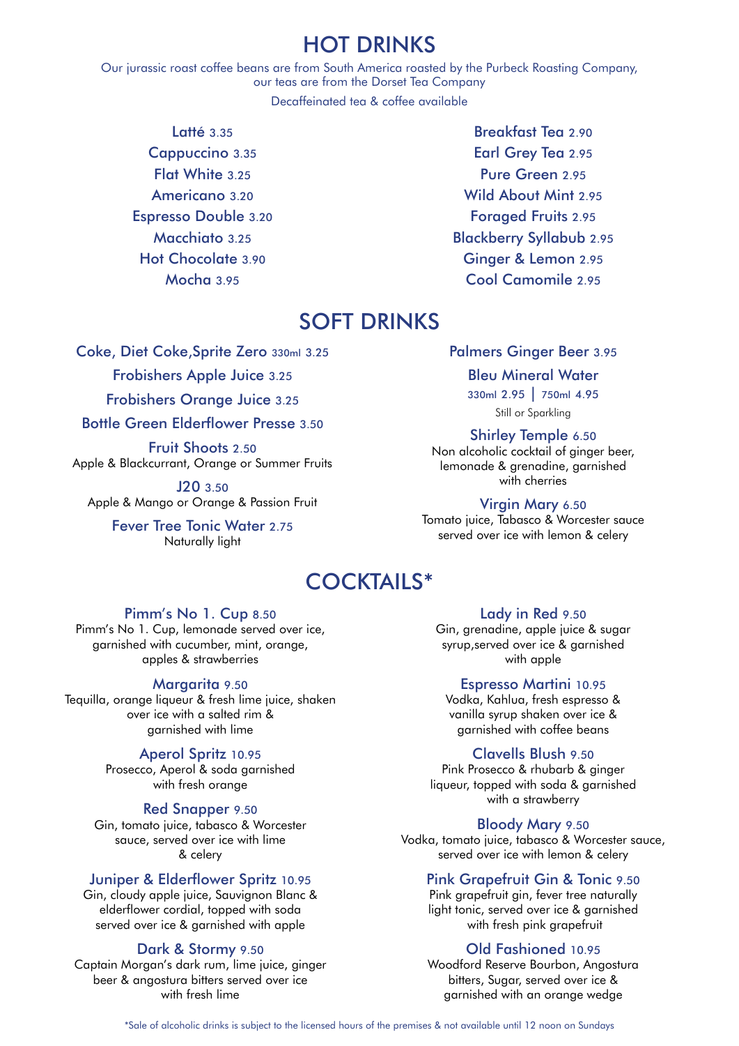# HOT DRINKS

Our jurassic roast coffee beans are from South America roasted by the Purbeck Roasting Company, our teas are from the Dorset Tea Company

Decaffeinated tea & coffee available

Latté 3.35
Cappuccino 3.35
Flat White 3.25
Americano 3.20
Espresso Double 3.20
Macchiato 3.25
Hot Chocolate 3.90
Mocha 3.95

Breakfast Tea 2.90
Earl Grey Tea 2.95
Pure Green 2.95
Wild About Mint 2.95
Foraged Fruits 2.95
Blackberry Syllabub 2.95
Ginger & Lemon 2.95
Cool Camomile 2.95

# SOFT DRINKS

Coke, Diet Coke,Sprite Zero 330ml 3.25

Frobishers Apple Juice 3.25

Frobishers Orange Juice 3.25

Bottle Green Elderflower Presse 3.50

Fruit Shoots 2.50
Apple & Blackcurrant, Orange or Summer Fruits

J20 3.50
Apple & Mango or Orange & Passion Fruit

Fever Tree Tonic Water 2.75
Naturally light

Palmers Ginger Beer 3.95

Bleu Mineral Water
330ml 2.95 | 750ml 4.95
Still or Sparkling

Shirley Temple 6.50
Non alcoholic cocktail of ginger beer, lemonade & grenadine, garnished with cherries

Virgin Mary 6.50
Tomato juice, Tabasco & Worcester sauce served over ice with lemon & celery

# COCKTAILS*

Pimm's No 1. Cup 8.50
Pimm's No 1. Cup, lemonade served over ice, garnished with cucumber, mint, orange, apples & strawberries

Margarita 9.50
Tequilla, orange liqueur & fresh lime juice, shaken over ice with a salted rim & garnished with lime

Aperol Spritz 10.95
Prosecco, Aperol & soda garnished with fresh orange

Red Snapper 9.50
Gin, tomato juice, tabasco & Worcester sauce, served over ice with lime & celery

Juniper & Elderflower Spritz 10.95
Gin, cloudy apple juice, Sauvignon Blanc & elderflower cordial, topped with soda served over ice & garnished with apple

Dark & Stormy 9.50
Captain Morgan's dark rum, lime juice, ginger beer & angostura bitters served over ice with fresh lime

Lady in Red 9.50
Gin, grenadine, apple juice & sugar syrup,served over ice & garnished with apple

Espresso Martini 10.95
Vodka, Kahlua, fresh espresso & vanilla syrup shaken over ice & garnished with coffee beans

Clavells Blush 9.50
Pink Prosecco & rhubarb & ginger liqueur, topped with soda & garnished with a strawberry

Bloody Mary 9.50
Vodka, tomato juice, tabasco & Worcester sauce, served over ice with lemon & celery

Pink Grapefruit Gin & Tonic 9.50
Pink grapefruit gin, fever tree naturally light tonic, served over ice & garnished with fresh pink grapefruit

Old Fashioned 10.95
Woodford Reserve Bourbon, Angostura bitters, Sugar, served over ice & garnished with an orange wedge

*Sale of alcoholic drinks is subject to the licensed hours of the premises & not available until 12 noon on Sundays